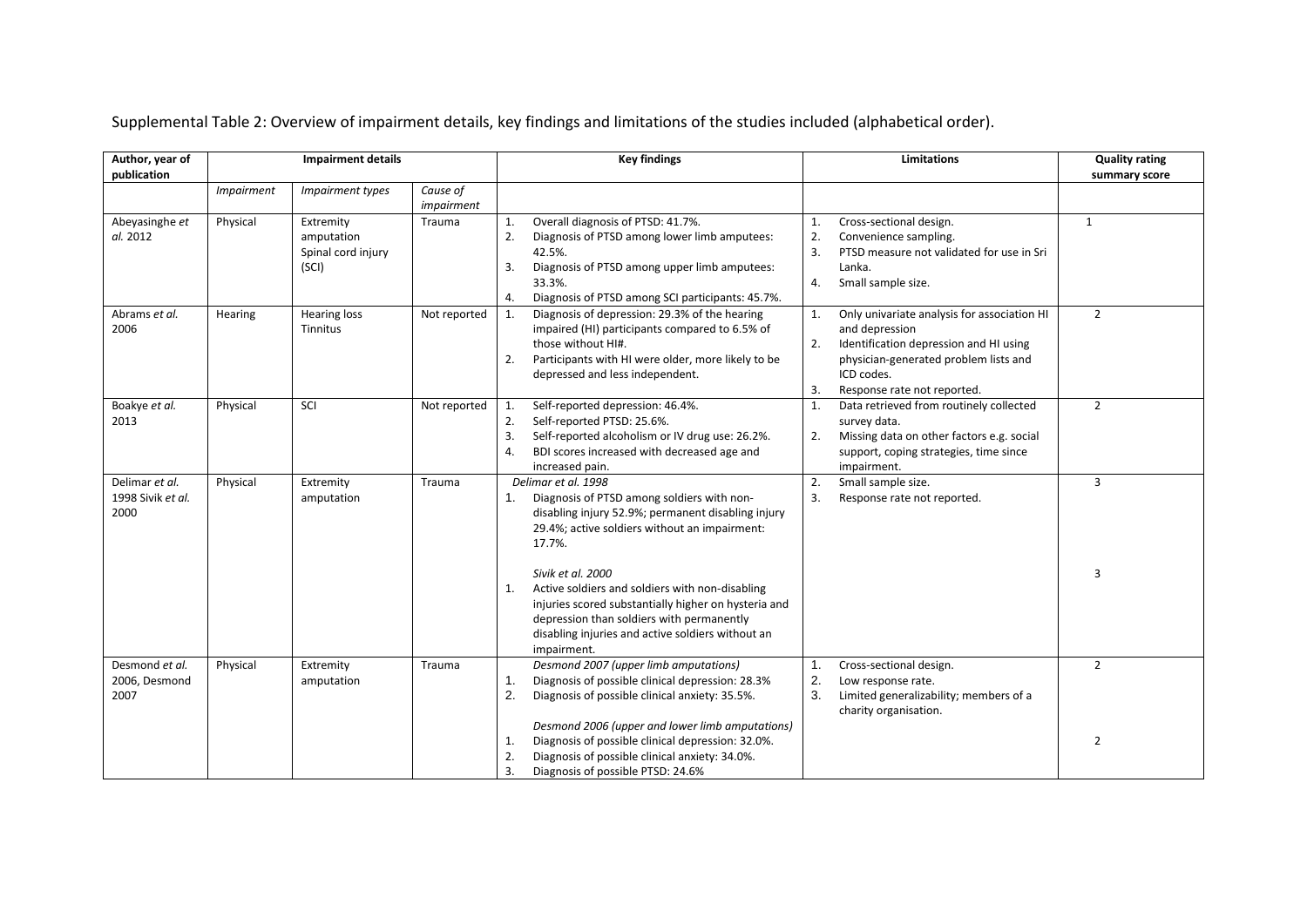Supplemental Table 2: Overview of impairment details, key findings and limitations of the studies included (alphabetical order).

| Author, year of publication | Impairment details | | | Key findings | Limitations | Quality rating summary score |
|---|---|---|---|---|---|---|
| | *Impairment* | *Impairment types* | *Cause of impairment* | | | |
| Abeyasinghe *et al.* 2012 | Physical | Extremity amputation<br>Spinal cord injury (SCI) | Trauma | 1. Overall diagnosis of PTSD: 41.7%.<br>2. Diagnosis of PTSD among lower limb amputees: 42.5%.<br>3. Diagnosis of PTSD among upper limb amputees: 33.3%.<br>4. Diagnosis of PTSD among SCI participants: 45.7%. | 1. Cross-sectional design.<br>2. Convenience sampling.<br>3. PTSD measure not validated for use in Sri Lanka.<br>4. Small sample size. | 1 |
| Abrams *et al.* 2006 | Hearing | Hearing loss<br>Tinnitus | Not reported | 1. Diagnosis of depression: 29.3% of the hearing impaired (HI) participants compared to 6.5% of those without HI#.<br>2. Participants with HI were older, more likely to be depressed and less independent. | 1. Only univariate analysis for association HI and depression<br>2. Identification depression and HI using physician-generated problem lists and ICD codes.<br>3. Response rate not reported. | 2 |
| Boakye *et al.* 2013 | Physical | SCI | Not reported | 1. Self-reported depression: 46.4%.<br>2. Self-reported PTSD: 25.6%.<br>3. Self-reported alcoholism or IV drug use: 26.2%.<br>4. BDI scores increased with decreased age and increased pain. | 1. Data retrieved from routinely collected survey data.<br>2. Missing data on other factors e.g. social support, coping strategies, time since impairment. | 2 |
| Delimar *et al.* 1998 Sivik *et al.* 2000 | Physical | Extremity amputation | Trauma | *Delimar et al. 1998*<br>1. Diagnosis of PTSD among soldiers with non-disabling injury 52.9%; permanent disabling injury 29.4%; active soldiers without an impairment: 17.7%.<br><br>*Sivik et al. 2000*<br>1. Active soldiers and soldiers with non-disabling injuries scored substantially higher on hysteria and depression than soldiers with permanently disabling injuries and active soldiers without an impairment. | 2. Small sample size.<br>3. Response rate not reported. | 3<br><br>3 |
| Desmond *et al.* 2006, Desmond 2007 | Physical | Extremity amputation | Trauma | *Desmond 2007 (upper limb amputations)*<br>1. Diagnosis of possible clinical depression: 28.3%<br>2. Diagnosis of possible clinical anxiety: 35.5%.<br><br>*Desmond 2006 (upper and lower limb amputations)*<br>1. Diagnosis of possible clinical depression: 32.0%.<br>2. Diagnosis of possible clinical anxiety: 34.0%.<br>3. Diagnosis of possible PTSD: 24.6% | 1. Cross-sectional design.<br>2. Low response rate.<br>3. Limited generalizability; members of a charity organisation. | 2<br><br>2 |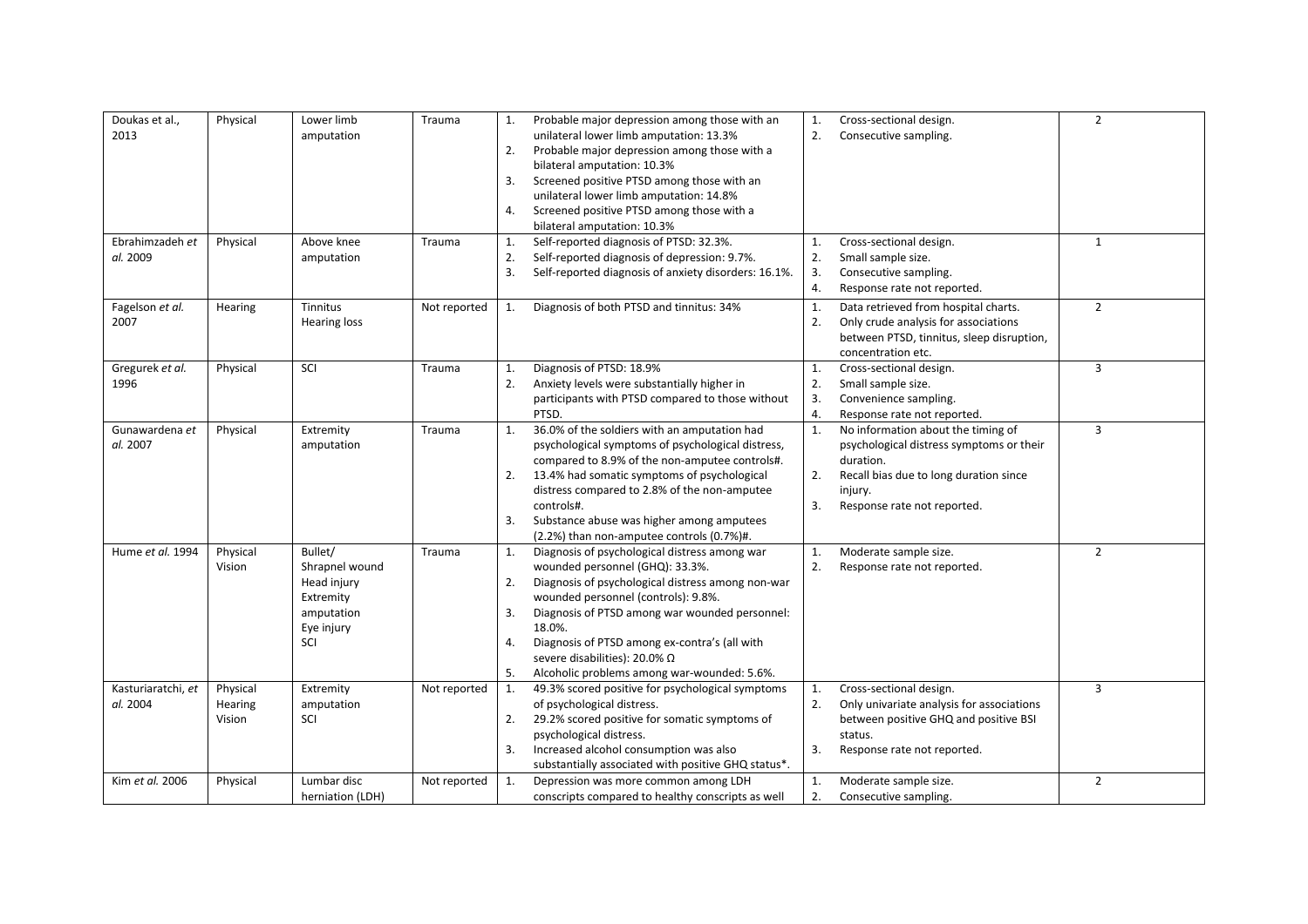| Doukas et al., 2013 | Physical | Lower limb amputation | Trauma | 1. Probable major depression among those with an unilateral lower limb amputation: 13.3%<br>2. Probable major depression among those with a bilateral amputation: 10.3%<br>3. Screened positive PTSD among those with an unilateral lower limb amputation: 14.8%<br>4. Screened positive PTSD among those with a bilateral amputation: 10.3% | 1. Cross-sectional design.<br>2. Consecutive sampling. | 2 |
|---|---|---|---|---|---|---|
| Ebrahimzadeh *et al.* 2009 | Physical | Above knee amputation | Trauma | 1. Self-reported diagnosis of PTSD: 32.3%.<br>2. Self-reported diagnosis of depression: 9.7%.<br>3. Self-reported diagnosis of anxiety disorders: 16.1%. | 1. Cross-sectional design.<br>2. Small sample size.<br>3. Consecutive sampling.<br>4. Response rate not reported. | 1 |
| Fagelson *et al.* 2007 | Hearing | Tinnitus<br>Hearing loss | Not reported | 1. Diagnosis of both PTSD and tinnitus: 34% | 1. Data retrieved from hospital charts.<br>2. Only crude analysis for associations between PTSD, tinnitus, sleep disruption, concentration etc. | 2 |
| Gregurek *et al.* 1996 | Physical | SCI | Trauma | 1. Diagnosis of PTSD: 18.9%<br>2. Anxiety levels were substantially higher in participants with PTSD compared to those without PTSD. | 1. Cross-sectional design.<br>2. Small sample size.<br>3. Convenience sampling.<br>4. Response rate not reported. | 3 |
| Gunawardena *et al.* 2007 | Physical | Extremity amputation | Trauma | 1. 36.0% of the soldiers with an amputation had psychological symptoms of psychological distress, compared to 8.9% of the non-amputee controls#.<br>2. 13.4% had somatic symptoms of psychological distress compared to 2.8% of the non-amputee controls#.<br>3. Substance abuse was higher among amputees (2.2%) than non-amputee controls (0.7%)#. | 1. No information about the timing of psychological distress symptoms or their duration.<br>2. Recall bias due to long duration since injury.<br>3. Response rate not reported. | 3 |
| Hume *et al.* 1994 | Physical<br>Vision | Bullet/<br>Shrapnel wound<br>Head injury<br>Extremity amputation<br>Eye injury<br>SCI | Trauma | 1. Diagnosis of psychological distress among war wounded personnel (GHQ): 33.3%.<br>2. Diagnosis of psychological distress among non-war wounded personnel (controls): 9.8%.<br>3. Diagnosis of PTSD among war wounded personnel: 18.0%.<br>4. Diagnosis of PTSD among ex-contra's (all with severe disabilities): 20.0% Ω<br>5. Alcoholic problems among war-wounded: 5.6%. | 1. Moderate sample size.<br>2. Response rate not reported. | 2 |
| Kasturiaratchi, *et al.* 2004 | Physical<br>Hearing<br>Vision | Extremity amputation<br>SCI | Not reported | 1. 49.3% scored positive for psychological symptoms of psychological distress.<br>2. 29.2% scored positive for somatic symptoms of psychological distress.<br>3. Increased alcohol consumption was also substantially associated with positive GHQ status*. | 1. Cross-sectional design.<br>2. Only univariate analysis for associations between positive GHQ and positive BSI status.<br>3. Response rate not reported. | 3 |
| Kim *et al.* 2006 | Physical | Lumbar disc herniation (LDH) | Not reported | 1. Depression was more common among LDH conscripts compared to healthy conscripts as well | 1. Moderate sample size.<br>2. Consecutive sampling. | 2 |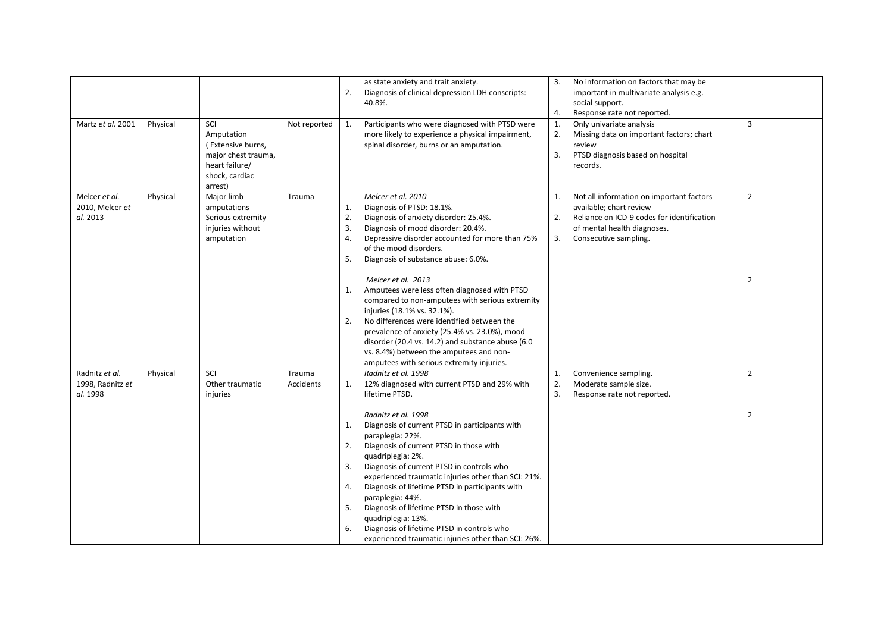| | | | | | | |
|---|---|---|---|---|---|---|
| | | | | as state anxiety and trait anxiety.<br>2. Diagnosis of clinical depression LDH conscripts: 40.8%. | 3. No information on factors that may be important in multivariate analysis e.g. social support.<br>4. Response rate not reported. | |
| Martz *et al.* 2001 | Physical | SCI<br>Amputation<br>( Extensive burns, major chest trauma, heart failure/ shock, cardiac arrest) | Not reported | 1. Participants who were diagnosed with PTSD were more likely to experience a physical impairment, spinal disorder, burns or an amputation. | 1. Only univariate analysis<br>2. Missing data on important factors; chart review<br>3. PTSD diagnosis based on hospital records. | 3 |
| Melcer *et al.* 2010, Melcer *et al.* 2013 | Physical | Major limb amputations<br>Serious extremity injuries without amputation | Trauma | *Melcer et al. 2010*<br>1. Diagnosis of PTSD: 18.1%.<br>2. Diagnosis of anxiety disorder: 25.4%.<br>3. Diagnosis of mood disorder: 20.4%.<br>4. Depressive disorder accounted for more than 75% of the mood disorders.<br>5. Diagnosis of substance abuse: 6.0%.<br><br>*Melcer et al. 2013*<br>1. Amputees were less often diagnosed with PTSD compared to non-amputees with serious extremity injuries (18.1% vs. 32.1%).<br>2. No differences were identified between the prevalence of anxiety (25.4% vs. 23.0%), mood disorder (20.4 vs. 14.2) and substance abuse (6.0 vs. 8.4%) between the amputees and non-amputees with serious extremity injuries. | 1. Not all information on important factors available; chart review<br>2. Reliance on ICD-9 codes for identification of mental health diagnoses.<br>3. Consecutive sampling. | 2<br><br>2 |
| Radnitz *et al.* 1998, Radnitz *et al.* 1998 | Physical | SCI<br>Other traumatic injuries | Trauma<br>Accidents | *Radnitz et al. 1998*<br>1. 12% diagnosed with current PTSD and 29% with lifetime PTSD.<br><br>*Radnitz et al. 1998*<br>1. Diagnosis of current PTSD in participants with paraplegia: 22%.<br>2. Diagnosis of current PTSD in those with quadriplegia: 2%.<br>3. Diagnosis of current PTSD in controls who experienced traumatic injuries other than SCI: 21%.<br>4. Diagnosis of lifetime PTSD in participants with paraplegia: 44%.<br>5. Diagnosis of lifetime PTSD in those with quadriplegia: 13%.<br>6. Diagnosis of lifetime PTSD in controls who experienced traumatic injuries other than SCI: 26%. | 1. Convenience sampling.<br>2. Moderate sample size.<br>3. Response rate not reported. | 2<br><br>2 |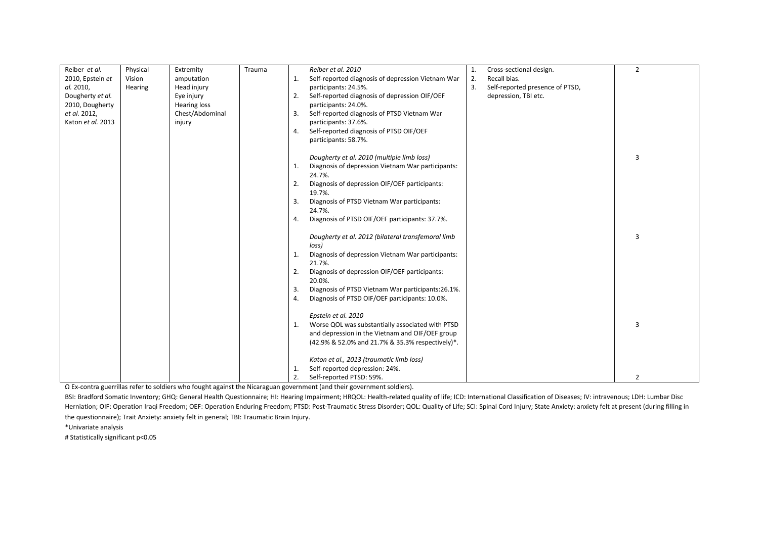| | | | | | | |
|---|---|---|---|---|---|---|
| Reiber *et al.* 2010, Epstein *et al.* 2010, Dougherty *et al.* 2010, Dougherty *et al.* 2012, Katon *et al.* 2013 | Physical<br>Vision<br>Hearing | Extremity amputation<br>Head injury<br>Eye injury<br>Hearing loss<br>Chest/Abdominal injury | Trauma | *Reiber et al. 2010*<br>1. Self-reported diagnosis of depression Vietnam War participants: 24.5%.<br>2. Self-reported diagnosis of depression OIF/OEF participants: 24.0%.<br>3. Self-reported diagnosis of PTSD Vietnam War participants: 37.6%.<br>4. Self-reported diagnosis of PTSD OIF/OEF participants: 58.7%. | 1. Cross-sectional design.<br>2. Recall bias.<br>3. Self-reported presence of PTSD, depression, TBI etc. | 2 |
| | | | | *Dougherty et al. 2010 (multiple limb loss)*<br>1. Diagnosis of depression Vietnam War participants: 24.7%.<br>2. Diagnosis of depression OIF/OEF participants: 19.7%.<br>3. Diagnosis of PTSD Vietnam War participants: 24.7%.<br>4. Diagnosis of PTSD OIF/OEF participants: 37.7%. | | 3 |
| | | | | *Dougherty et al. 2012 (bilateral transfemoral limb loss)*<br>1. Diagnosis of depression Vietnam War participants: 21.7%.<br>2. Diagnosis of depression OIF/OEF participants: 20.0%.<br>3. Diagnosis of PTSD Vietnam War participants:26.1%.<br>4. Diagnosis of PTSD OIF/OEF participants: 10.0%. | | 3 |
| | | | | *Epstein et al. 2010*<br>1. Worse QOL was substantially associated with PTSD and depression in the Vietnam and OIF/OEF group (42.9% & 52.0% and 21.7% & 35.3% respectively)*. | | 3 |
| | | | | *Katon et al., 2013 (traumatic limb loss)*<br>1. Self-reported depression: 24%.<br>2. Self-reported PTSD: 59%. | | 2 |

Ω Ex-contra guerrillas refer to soldiers who fought against the Nicaraguan government (and their government soldiers).

BSI: Bradford Somatic Inventory; GHQ: General Health Questionnaire; HI: Hearing Impairment; HRQOL: Health-related quality of life; ICD: International Classification of Diseases; IV: intravenous; LDH: Lumbar Disc Herniation; OIF: Operation Iraqi Freedom; OEF: Operation Enduring Freedom; PTSD: Post-Traumatic Stress Disorder; QOL: Quality of Life; SCI: Spinal Cord Injury; State Anxiety: anxiety felt at present (during filling in the questionnaire); Trait Anxiety: anxiety felt in general; TBI: Traumatic Brain Injury.

*Univariate analysis

# Statistically significant $p<0.05$